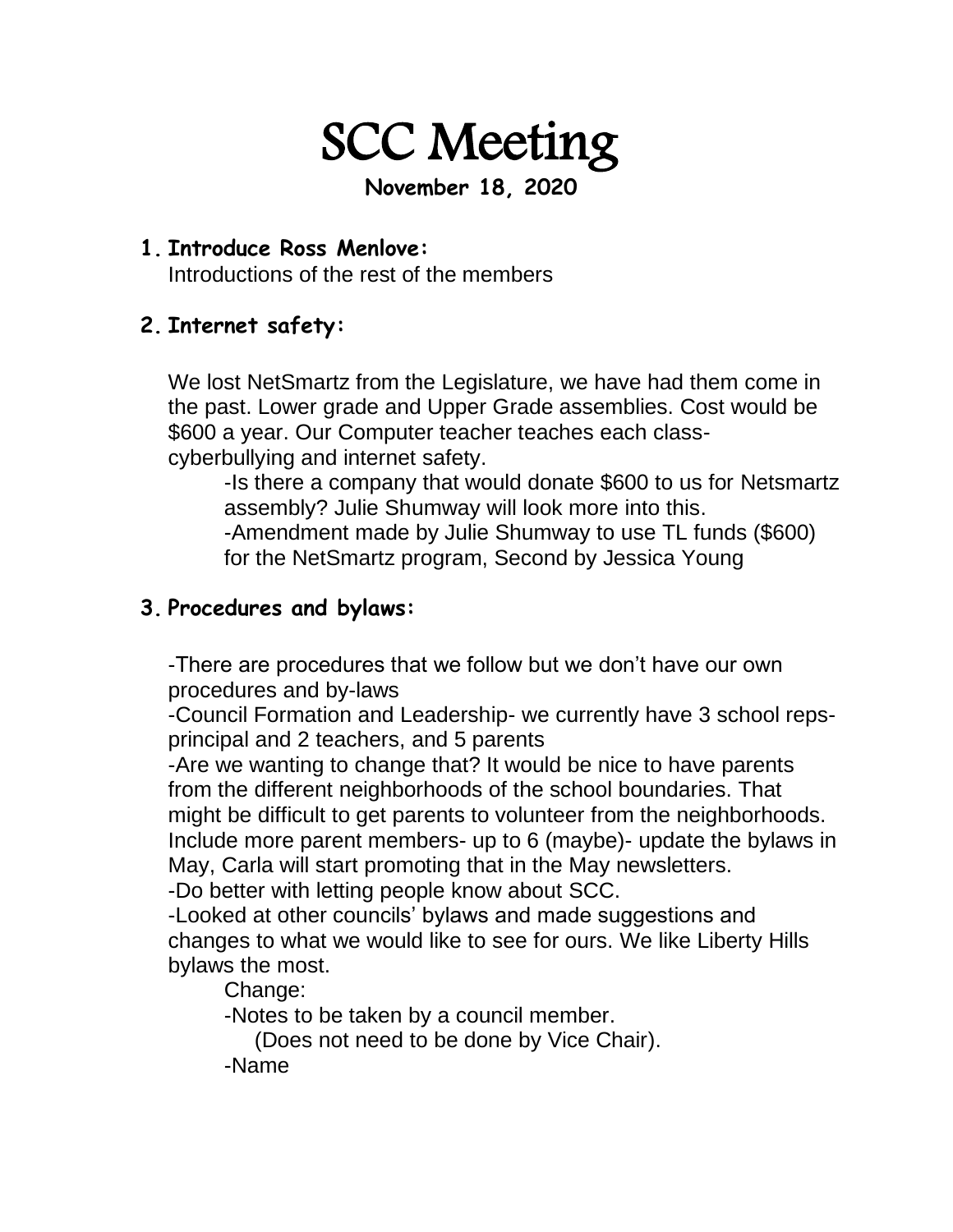# SCC Meeting

**November 18, 2020**

1. **Introduce Ross Menlove:**
   Introductions of the rest of the members

2. **Internet safety:**

   We lost NetSmartz from the Legislature, we have had them come in the past. Lower grade and Upper Grade assemblies. Cost would be $600 a year. Our Computer teacher teaches each class- cyberbullying and internet safety.

   -Is there a company that would donate $600 to us for Netsmartz assembly? Julie Shumway will look more into this.
   -Amendment made by Julie Shumway to use TL funds ($600) for the NetSmartz program, Second by Jessica Young

3. **Procedures and bylaws:**

   -There are procedures that we follow but we don't have our own procedures and by-laws
   -Council Formation and Leadership- we currently have 3 school reps- principal and 2 teachers, and 5 parents
   -Are we wanting to change that? It would be nice to have parents from the different neighborhoods of the school boundaries. That might be difficult to get parents to volunteer from the neighborhoods. Include more parent members- up to 6 (maybe)- update the bylaws in May, Carla will start promoting that in the May newsletters.
   -Do better with letting people know about SCC.
   -Looked at other councils' bylaws and made suggestions and changes to what we would like to see for ours. We like Liberty Hills bylaws the most.

   Change:
   -Notes to be taken by a council member.
   (Does not need to be done by Vice Chair).
   -Name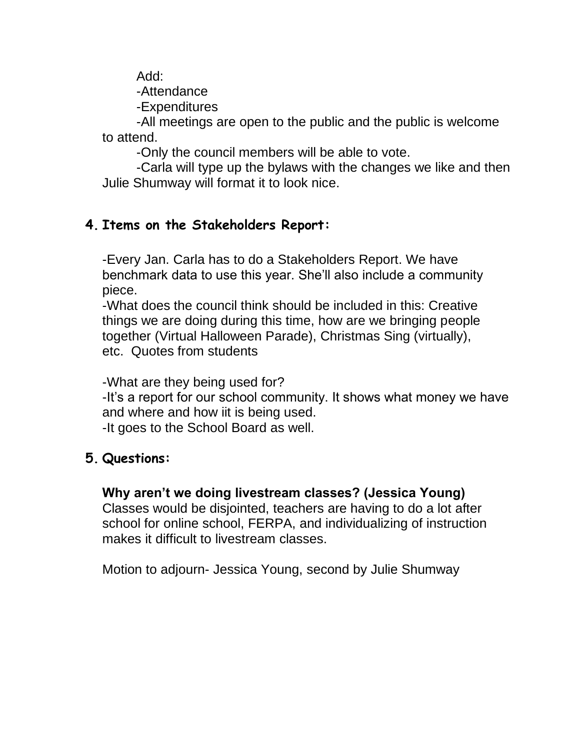Add:

-Attendance

-Expenditures

-All meetings are open to the public and the public is welcome to attend.

-Only the council members will be able to vote.

-Carla will type up the bylaws with the changes we like and then Julie Shumway will format it to look nice.

## 4. Items on the Stakeholders Report:

-Every Jan. Carla has to do a Stakeholders Report. We have benchmark data to use this year. She'll also include a community piece.

-What does the council think should be included in this: Creative things we are doing during this time, how are we bringing people together (Virtual Halloween Parade), Christmas Sing (virtually), etc. Quotes from students

-What are they being used for?

-It's a report for our school community. It shows what money we have and where and how iit is being used.

-It goes to the School Board as well.

## 5. Questions:

**Why aren't we doing livestream classes? (Jessica Young)**

Classes would be disjointed, teachers are having to do a lot after school for online school, FERPA, and individualizing of instruction makes it difficult to livestream classes.

Motion to adjourn- Jessica Young, second by Julie Shumway